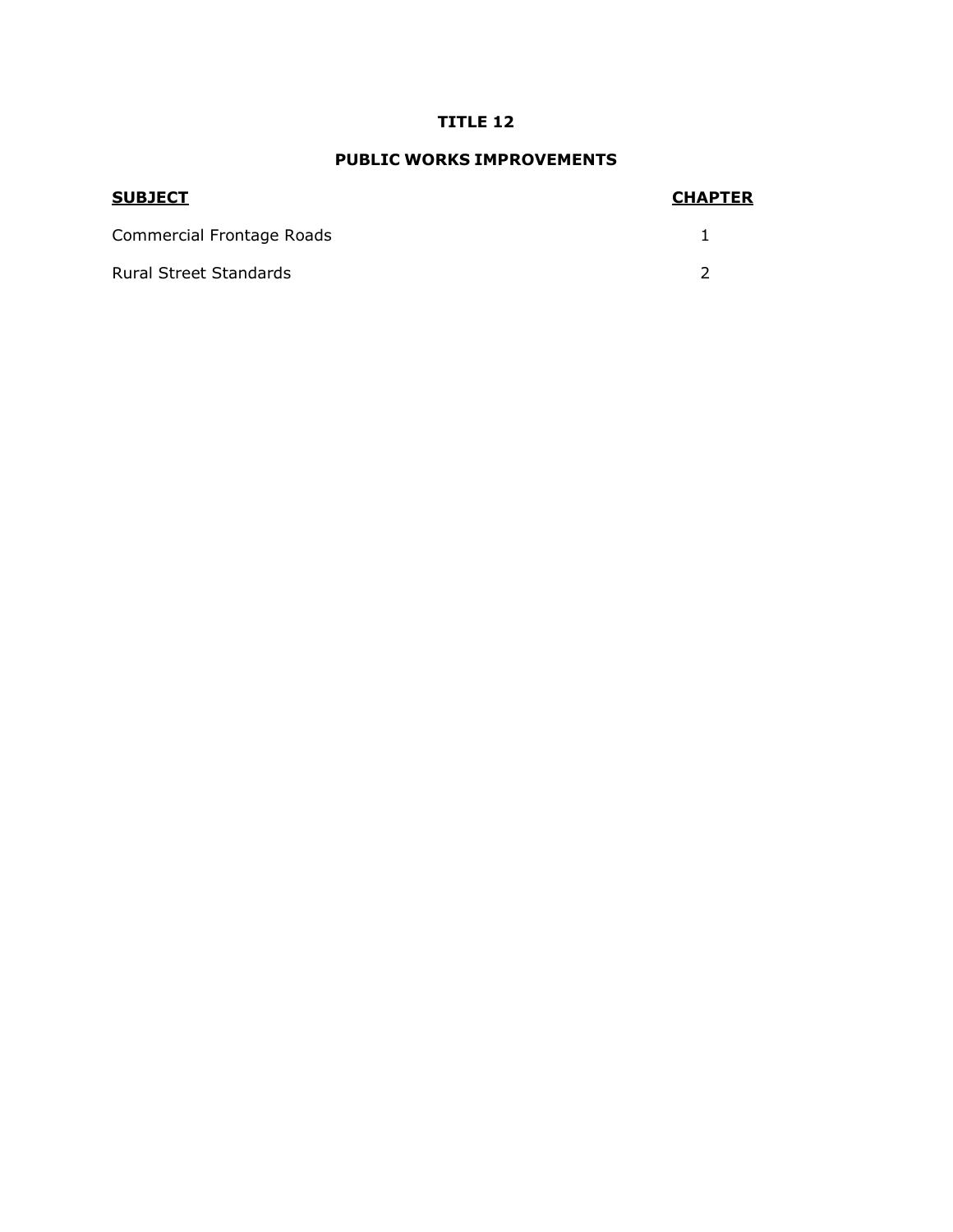# TITLE 12

## PUBLIC WORKS IMPROVEMENTS

| **SUBJECT** | **CHAPTER** |
|---|---|
| Commercial Frontage Roads | 1 |
| Rural Street Standards | 2 |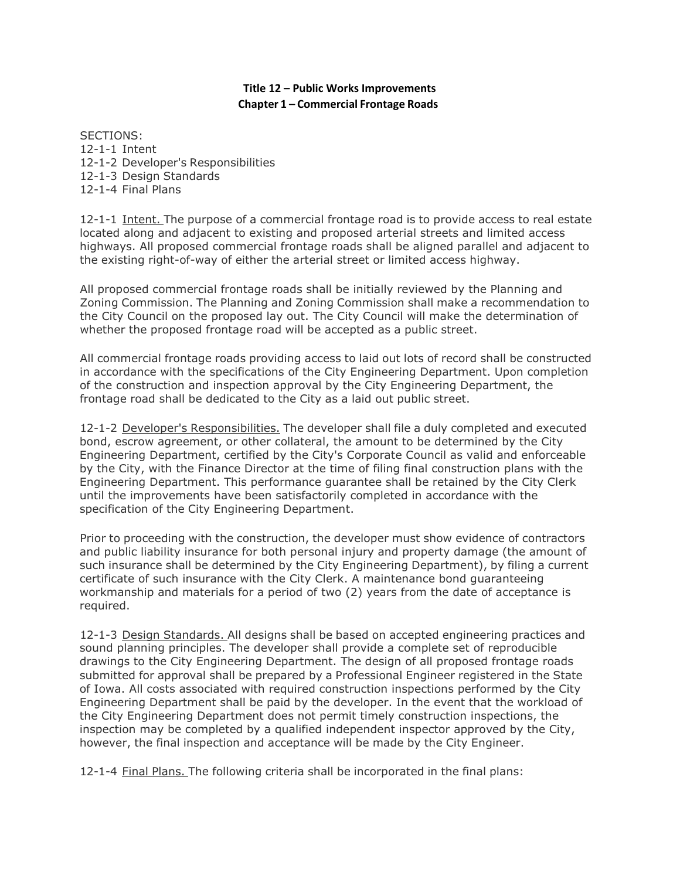# Title 12 – Public Works Improvements
## Chapter 1 – Commercial Frontage Roads

SECTIONS:
12-1-1 Intent
12-1-2 Developer's Responsibilities
12-1-3 Design Standards
12-1-4 Final Plans

12-1-1 Intent. The purpose of a commercial frontage road is to provide access to real estate located along and adjacent to existing and proposed arterial streets and limited access highways. All proposed commercial frontage roads shall be aligned parallel and adjacent to the existing right-of-way of either the arterial street or limited access highway.

All proposed commercial frontage roads shall be initially reviewed by the Planning and Zoning Commission. The Planning and Zoning Commission shall make a recommendation to the City Council on the proposed lay out. The City Council will make the determination of whether the proposed frontage road will be accepted as a public street.

All commercial frontage roads providing access to laid out lots of record shall be constructed in accordance with the specifications of the City Engineering Department. Upon completion of the construction and inspection approval by the City Engineering Department, the frontage road shall be dedicated to the City as a laid out public street.

12-1-2 Developer's Responsibilities. The developer shall file a duly completed and executed bond, escrow agreement, or other collateral, the amount to be determined by the City Engineering Department, certified by the City's Corporate Council as valid and enforceable by the City, with the Finance Director at the time of filing final construction plans with the Engineering Department. This performance guarantee shall be retained by the City Clerk until the improvements have been satisfactorily completed in accordance with the specification of the City Engineering Department.

Prior to proceeding with the construction, the developer must show evidence of contractors and public liability insurance for both personal injury and property damage (the amount of such insurance shall be determined by the City Engineering Department), by filing a current certificate of such insurance with the City Clerk. A maintenance bond guaranteeing workmanship and materials for a period of two (2) years from the date of acceptance is required.

12-1-3 Design Standards. All designs shall be based on accepted engineering practices and sound planning principles. The developer shall provide a complete set of reproducible drawings to the City Engineering Department. The design of all proposed frontage roads submitted for approval shall be prepared by a Professional Engineer registered in the State of Iowa. All costs associated with required construction inspections performed by the City Engineering Department shall be paid by the developer. In the event that the workload of the City Engineering Department does not permit timely construction inspections, the inspection may be completed by a qualified independent inspector approved by the City, however, the final inspection and acceptance will be made by the City Engineer.

12-1-4 Final Plans. The following criteria shall be incorporated in the final plans: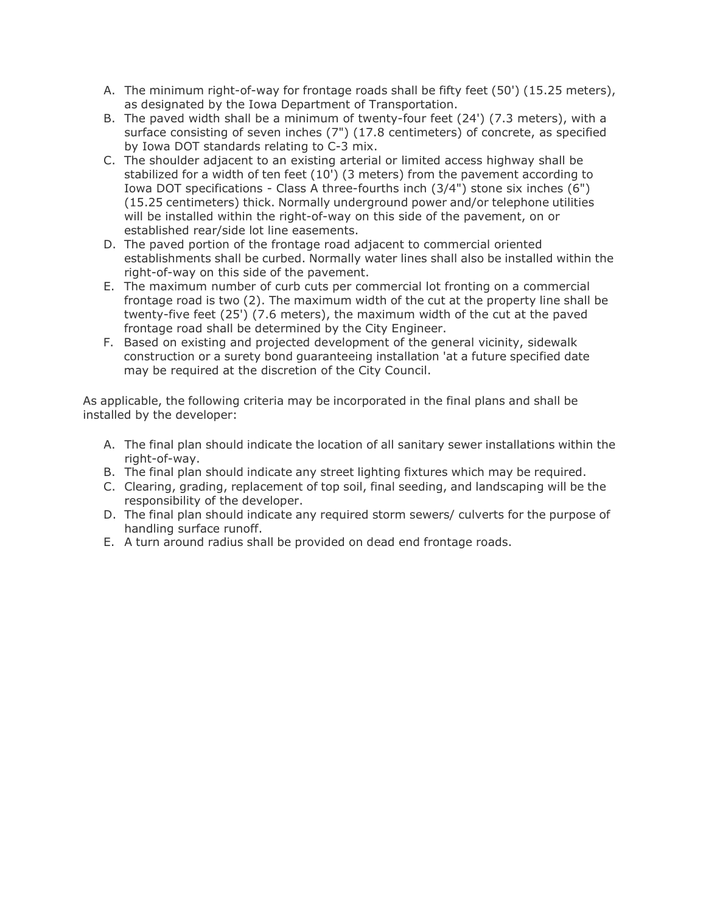A. The minimum right-of-way for frontage roads shall be fifty feet (50') (15.25 meters), as designated by the Iowa Department of Transportation.
B. The paved width shall be a minimum of twenty-four feet (24') (7.3 meters), with a surface consisting of seven inches (7") (17.8 centimeters) of concrete, as specified by Iowa DOT standards relating to C-3 mix.
C. The shoulder adjacent to an existing arterial or limited access highway shall be stabilized for a width of ten feet (10') (3 meters) from the pavement according to Iowa DOT specifications - Class A three-fourths inch (3/4") stone six inches (6") (15.25 centimeters) thick. Normally underground power and/or telephone utilities will be installed within the right-of-way on this side of the pavement, on or established rear/side lot line easements.
D. The paved portion of the frontage road adjacent to commercial oriented establishments shall be curbed. Normally water lines shall also be installed within the right-of-way on this side of the pavement.
E. The maximum number of curb cuts per commercial lot fronting on a commercial frontage road is two (2). The maximum width of the cut at the property line shall be twenty-five feet (25') (7.6 meters), the maximum width of the cut at the paved frontage road shall be determined by the City Engineer.
F. Based on existing and projected development of the general vicinity, sidewalk construction or a surety bond guaranteeing installation 'at a future specified date may be required at the discretion of the City Council.

As applicable, the following criteria may be incorporated in the final plans and shall be installed by the developer:

A. The final plan should indicate the location of all sanitary sewer installations within the right-of-way.
B. The final plan should indicate any street lighting fixtures which may be required.
C. Clearing, grading, replacement of top soil, final seeding, and landscaping will be the responsibility of the developer.
D. The final plan should indicate any required storm sewers/ culverts for the purpose of handling surface runoff.
E. A turn around radius shall be provided on dead end frontage roads.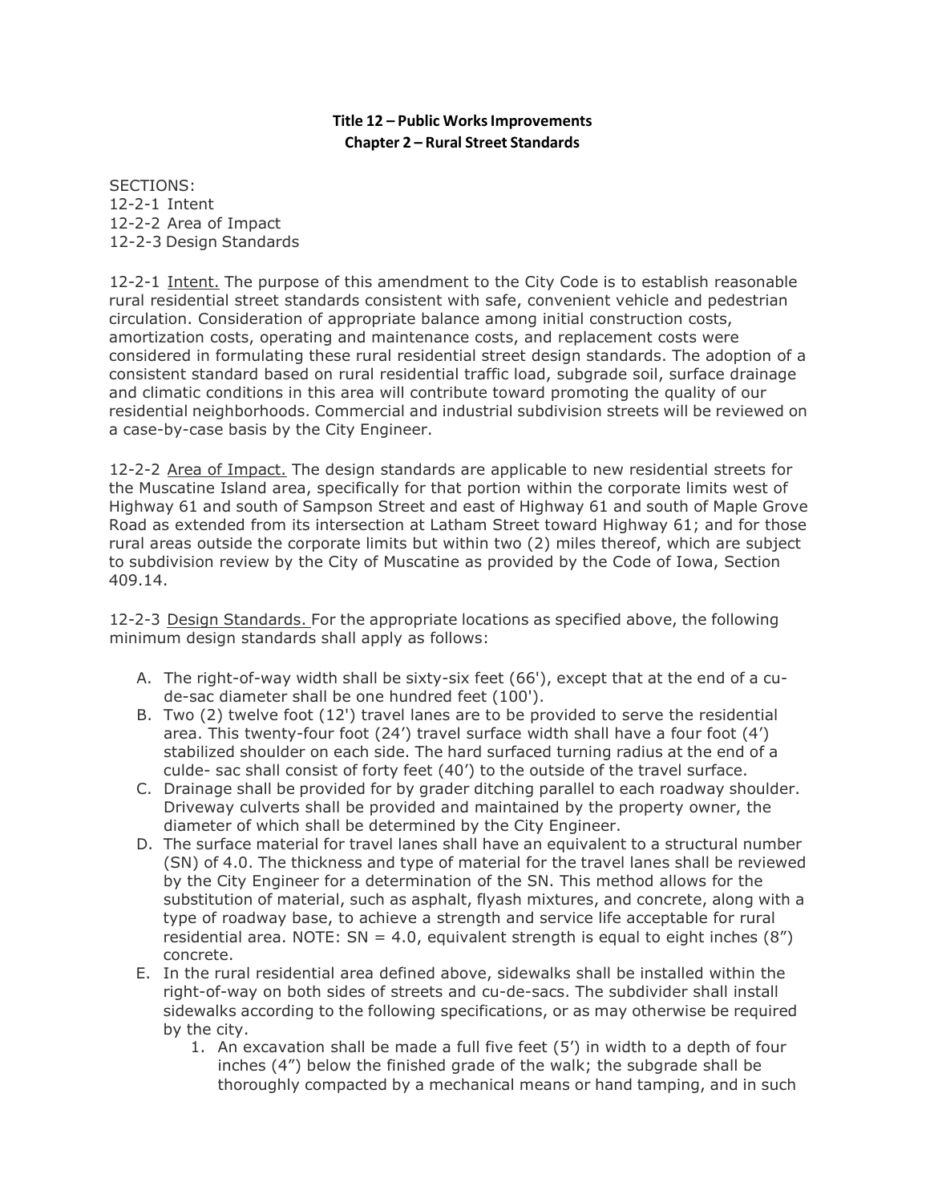**Title 12 – Public Works Improvements**
**Chapter 2 – Rural Street Standards**

SECTIONS:
12-2-1 Intent
12-2-2 Area of Impact
12-2-3 Design Standards

12-2-1 Intent. The purpose of this amendment to the City Code is to establish reasonable rural residential street standards consistent with safe, convenient vehicle and pedestrian circulation. Consideration of appropriate balance among initial construction costs, amortization costs, operating and maintenance costs, and replacement costs were considered in formulating these rural residential street design standards. The adoption of a consistent standard based on rural residential traffic load, subgrade soil, surface drainage and climatic conditions in this area will contribute toward promoting the quality of our residential neighborhoods. Commercial and industrial subdivision streets will be reviewed on a case-by-case basis by the City Engineer.

12-2-2 Area of Impact. The design standards are applicable to new residential streets for the Muscatine Island area, specifically for that portion within the corporate limits west of Highway 61 and south of Sampson Street and east of Highway 61 and south of Maple Grove Road as extended from its intersection at Latham Street toward Highway 61; and for those rural areas outside the corporate limits but within two (2) miles thereof, which are subject to subdivision review by the City of Muscatine as provided by the Code of Iowa, Section 409.14.

12-2-3 Design Standards. For the appropriate locations as specified above, the following minimum design standards shall apply as follows:

A. The right-of-way width shall be sixty-six feet (66'), except that at the end of a cu-de-sac diameter shall be one hundred feet (100').
B. Two (2) twelve foot (12') travel lanes are to be provided to serve the residential area. This twenty-four foot (24') travel surface width shall have a four foot (4') stabilized shoulder on each side. The hard surfaced turning radius at the end of a culde- sac shall consist of forty feet (40') to the outside of the travel surface.
C. Drainage shall be provided for by grader ditching parallel to each roadway shoulder. Driveway culverts shall be provided and maintained by the property owner, the diameter of which shall be determined by the City Engineer.
D. The surface material for travel lanes shall have an equivalent to a structural number (SN) of 4.0. The thickness and type of material for the travel lanes shall be reviewed by the City Engineer for a determination of the SN. This method allows for the substitution of material, such as asphalt, flyash mixtures, and concrete, along with a type of roadway base, to achieve a strength and service life acceptable for rural residential area. NOTE: SN = 4.0, equivalent strength is equal to eight inches (8") concrete.
E. In the rural residential area defined above, sidewalks shall be installed within the right-of-way on both sides of streets and cu-de-sacs. The subdivider shall install sidewalks according to the following specifications, or as may otherwise be required by the city.
    1. An excavation shall be made a full five feet (5') in width to a depth of four inches (4") below the finished grade of the walk; the subgrade shall be thoroughly compacted by a mechanical means or hand tamping, and in such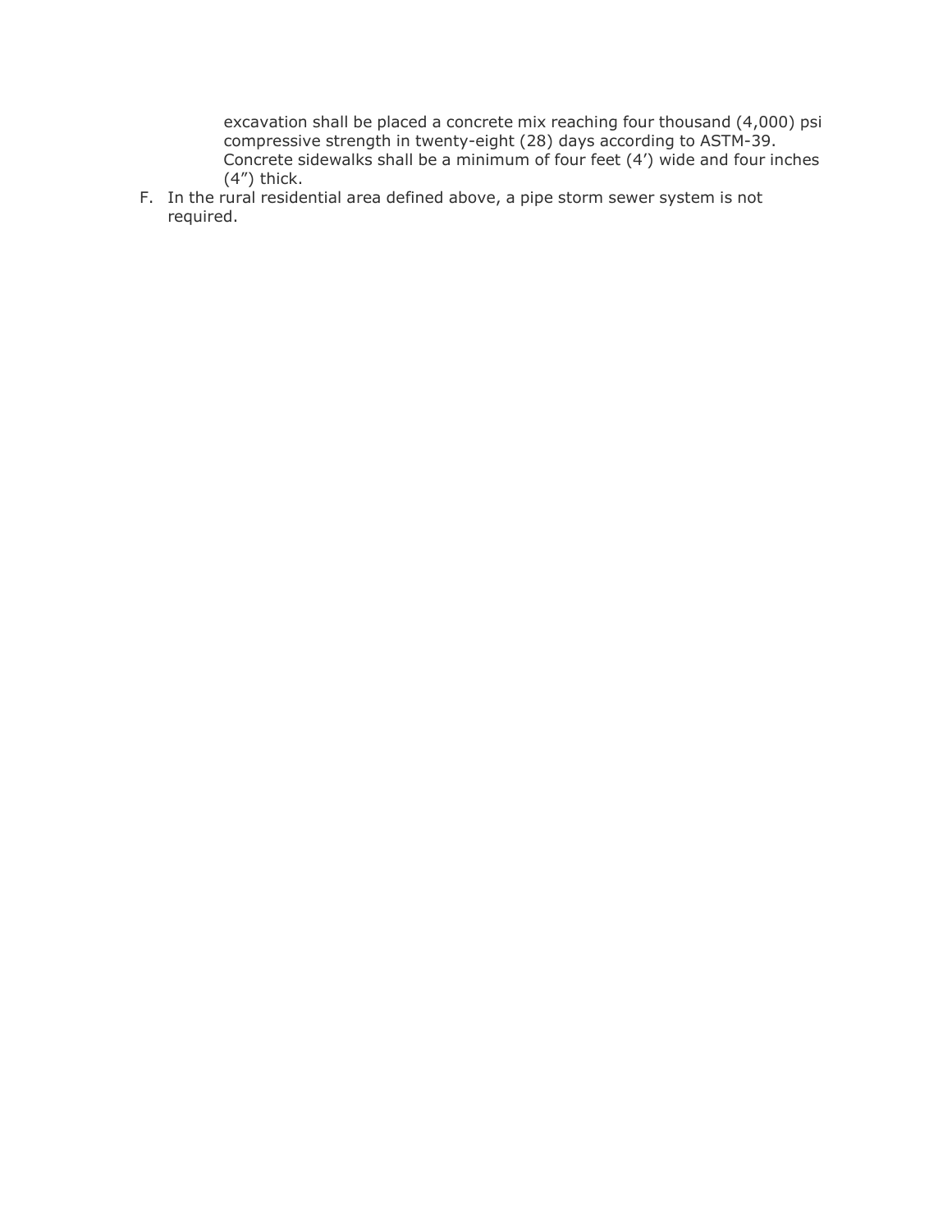excavation shall be placed a concrete mix reaching four thousand (4,000) psi compressive strength in twenty-eight (28) days according to ASTM-39. Concrete sidewalks shall be a minimum of four feet (4’) wide and four inches (4”) thick.

F. In the rural residential area defined above, a pipe storm sewer system is not required.